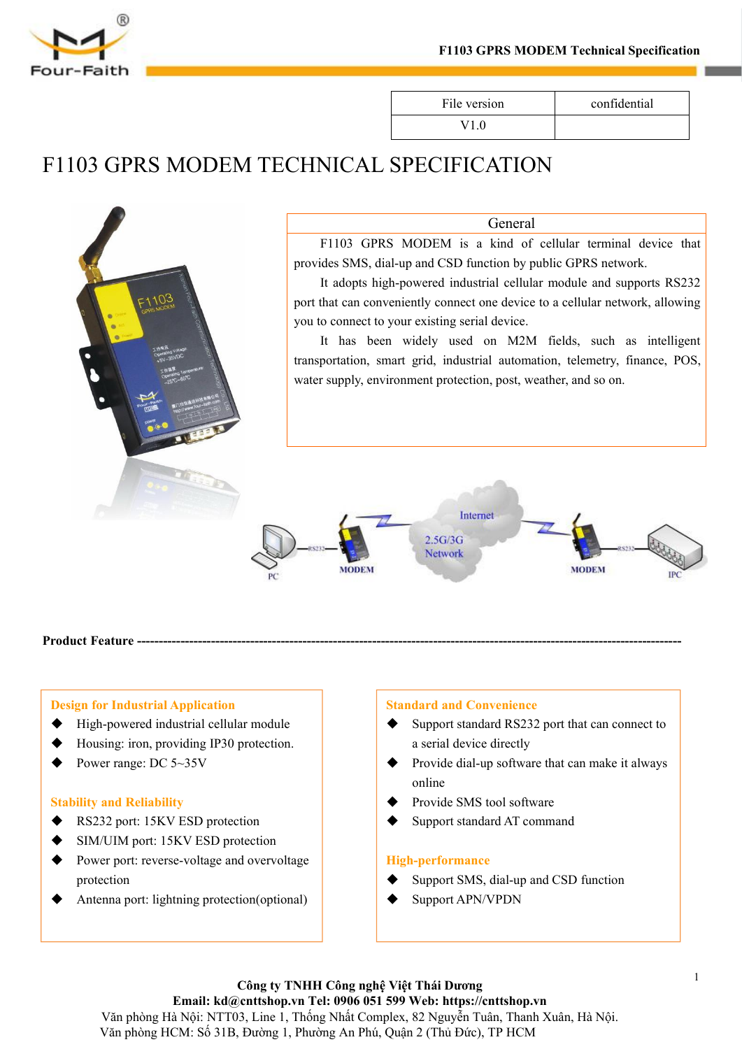| File version | confidential |
| --- | --- |
| V1.0 | |

# F1103 GPRS MODEM TECHNICAL SPECIFICATION

## General

F1103 GPRS MODEM is a kind of cellular terminal device that provides SMS, dial-up and CSD function by public GPRS network.

It adopts high-powered industrial cellular module and supports RS232 port that can conveniently connect one device to a cellular network, allowing you to connect to your existing serial device.

It has been widely used on M2M fields, such as intelligent transportation, smart grid, industrial automation, telemetry, finance, POS, water supply, environment protection, post, weather, and so on.

**Product Feature** ----------------------------------------------------------------------------------------------------------------

### Design for Industrial Application

- High-powered industrial cellular module
- Housing: iron, providing IP30 protection.
- Power range: DC 5~35V

### Stability and Reliability

- RS232 port: 15KV ESD protection
- SIM/UIM port: 15KV ESD protection
- Power port: reverse-voltage and overvoltage protection
- Antenna port: lightning protection(optional)

### Standard and Convenience

- Support standard RS232 port that can connect to a serial device directly
- Provide dial-up software that can make it always online
- Provide SMS tool software
- Support standard AT command

### High-performance

- Support SMS, dial-up and CSD function
- Support APN/VPDN

**Công ty TNHH Công nghệ Việt Thái Dương**
**Email: kd@cnttshop.vn Tel: 0906 051 599 Web: https://cnttshop.vn**
Văn phòng Hà Nội: NTT03, Line 1, Thống Nhất Complex, 82 Nguyễn Tuân, Thanh Xuân, Hà Nội.
Văn phòng HCM: Số 31B, Đường 1, Phường An Phú, Quận 2 (Thủ Đức), TP HCM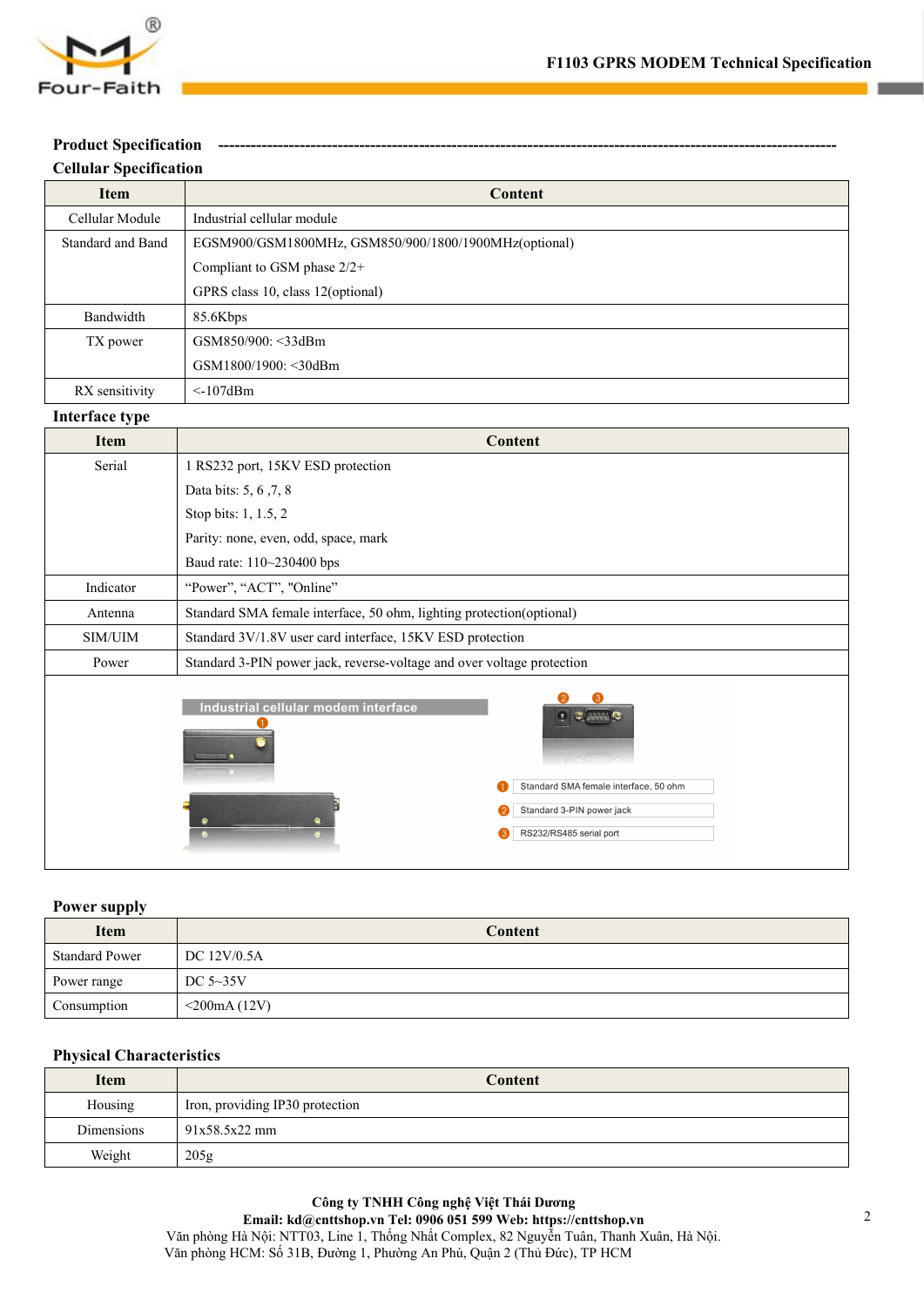**Product Specification** ----------------------------------------------------------------------------------------------------------

**Cellular Specification**

| Item | Content |
|---|---|
| Cellular Module | Industrial cellular module |
| Standard and Band | EGSM900/GSM1800MHz, GSM850/900/1800/1900MHz(optional)<br>Compliant to GSM phase 2/2+<br>GPRS class 10, class 12(optional) |
| Bandwidth | 85.6Kbps |
| TX power | GSM850/900: <33dBm<br>GSM1800/1900: <30dBm |
| RX sensitivity | <-107dBm |

**Interface type**

| Item | Content |
|---|---|
| Serial | 1 RS232 port, 15KV ESD protection<br>Data bits: 5, 6 ,7, 8<br>Stop bits: 1, 1.5, 2<br>Parity: none, even, odd, space, mark<br>Baud rate: 110~230400 bps |
| Indicator | "Power", "ACT", "Online" |
| Antenna | Standard SMA female interface, 50 ohm, lighting protection(optional) |
| SIM/UIM | Standard 3V/1.8V user card interface, 15KV ESD protection |
| Power | Standard 3-PIN power jack, reverse-voltage and over voltage protection |

Industrial cellular modem interface

1. Standard SMA female interface, 50 ohm
2. Standard 3-PIN power jack
3. RS232/RS485 serial port

**Power supply**

| Item | Content |
|---|---|
| Standard Power | DC 12V/0.5A |
| Power range | DC 5~35V |
| Consumption | <200mA (12V) |

**Physical Characteristics**

| Item | Content |
|---|---|
| Housing | Iron, providing IP30 protection |
| Dimensions | 91x58.5x22 mm |
| Weight | 205g |

**Công ty TNHH Công nghệ Việt Thái Dương**
**Email: kd@cnttshop.vn Tel: 0906 051 599 Web: https://cnttshop.vn**
Văn phòng Hà Nội: NTT03, Line 1, Thống Nhất Complex, 82 Nguyễn Tuân, Thanh Xuân, Hà Nội.
Văn phòng HCM: Số 31B, Đường 1, Phường An Phú, Quận 2 (Thủ Đức), TP HCM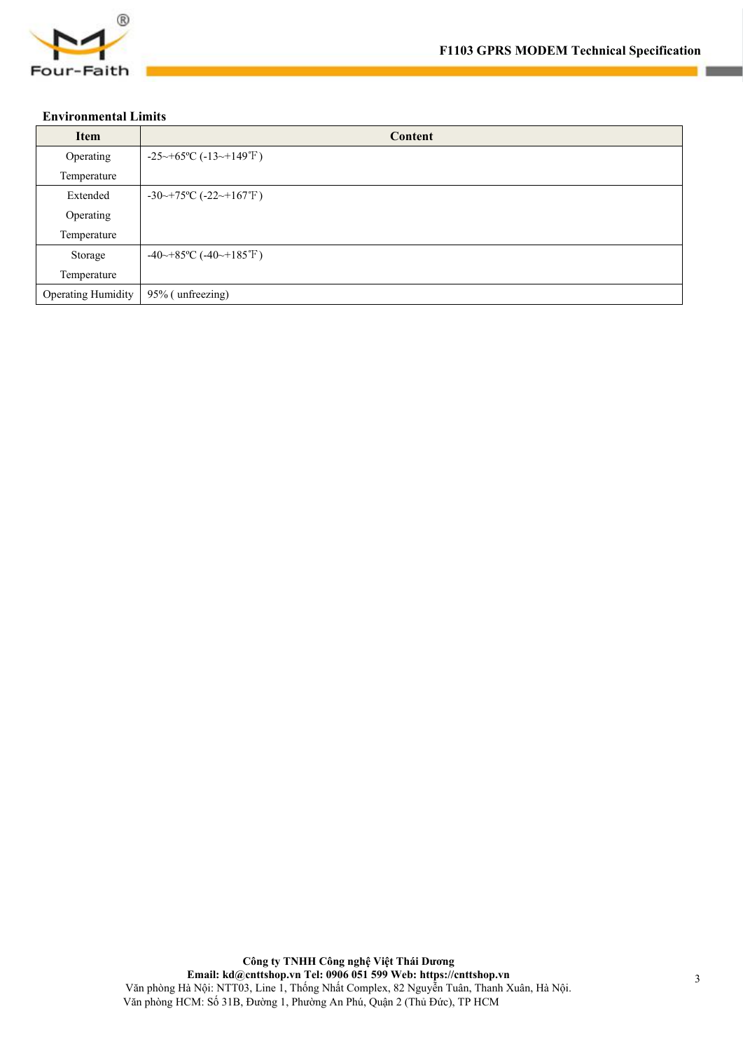### Environmental Limits

| Item | Content |
| --- | --- |
| Operating Temperature | -25~+65ºC (-13~+149℉) |
| Extended Operating Temperature | -30~+75ºC (-22~+167℉) |
| Storage Temperature | -40~+85ºC (-40~+185℉) |
| Operating Humidity | 95% ( unfreezing) |